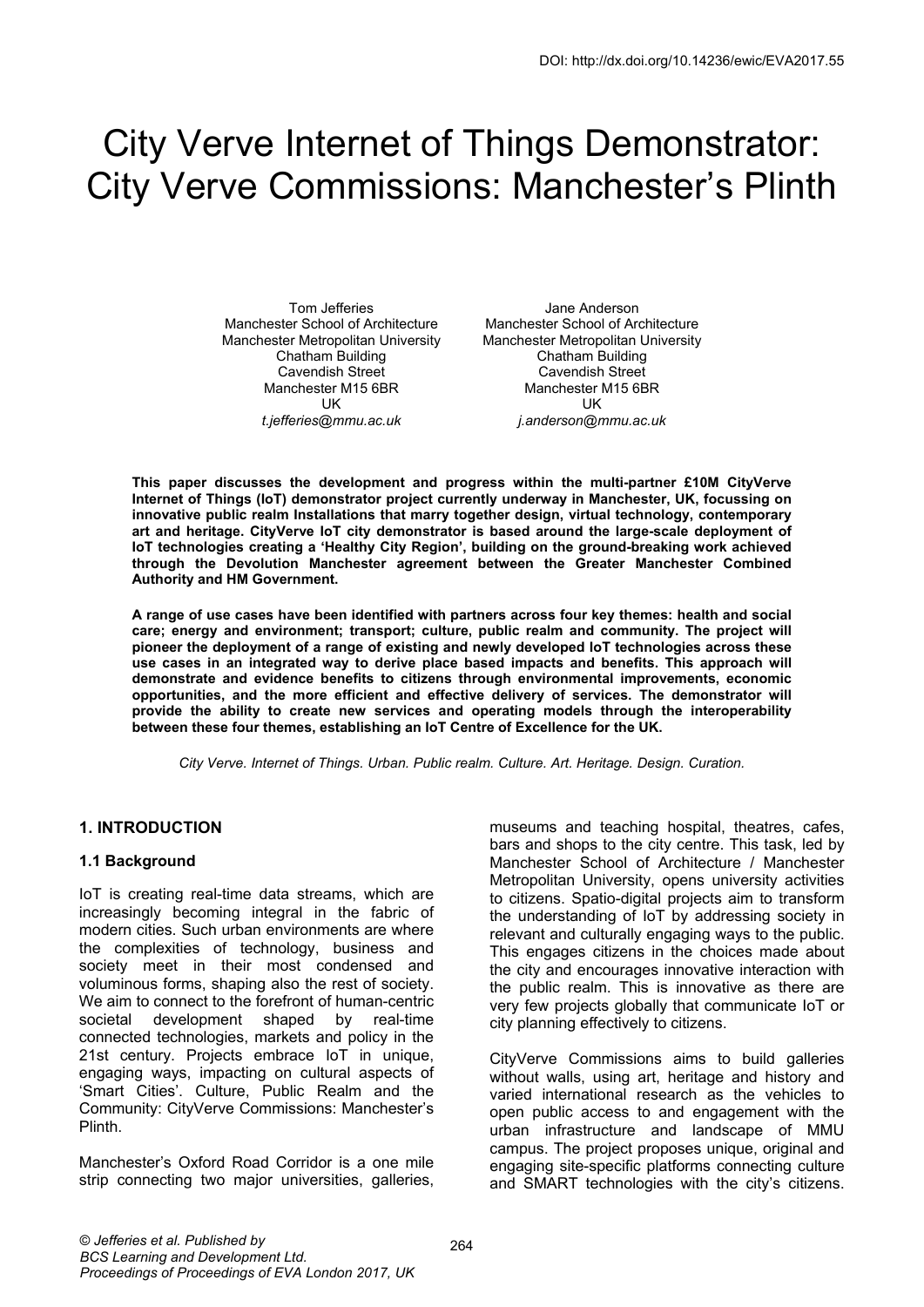DOI: http://dx.doi.org/10.14236/ewic/EVA2017.55

# City Verve Internet of Things Demonstrator: City Verve Commissions: Manchester's Plinth

Tom Jefferies
Manchester School of Architecture
Manchester Metropolitan University
Chatham Building
Cavendish Street
Manchester M15 6BR
UK
*t.jefferies@mmu.ac.uk*

Jane Anderson
Manchester School of Architecture
Manchester Metropolitan University
Chatham Building
Cavendish Street
Manchester M15 6BR
UK
*j.anderson@mmu.ac.uk*

**This paper discusses the development and progress within the multi-partner £10M CityVerve Internet of Things (IoT) demonstrator project currently underway in Manchester, UK, focussing on innovative public realm Installations that marry together design, virtual technology, contemporary art and heritage. CityVerve IoT city demonstrator is based around the large-scale deployment of IoT technologies creating a 'Healthy City Region', building on the ground-breaking work achieved through the Devolution Manchester agreement between the Greater Manchester Combined Authority and HM Government.**

**A range of use cases have been identified with partners across four key themes: health and social care; energy and environment; transport; culture, public realm and community. The project will pioneer the deployment of a range of existing and newly developed IoT technologies across these use cases in an integrated way to derive place based impacts and benefits. This approach will demonstrate and evidence benefits to citizens through environmental improvements, economic opportunities, and the more efficient and effective delivery of services. The demonstrator will provide the ability to create new services and operating models through the interoperability between these four themes, establishing an IoT Centre of Excellence for the UK.**

*City Verve. Internet of Things. Urban. Public realm. Culture. Art. Heritage. Design. Curation.*

## 1. INTRODUCTION

### 1.1 Background

IoT is creating real-time data streams, which are increasingly becoming integral in the fabric of modern cities. Such urban environments are where the complexities of technology, business and society meet in their most condensed and voluminous forms, shaping also the rest of society. We aim to connect to the forefront of human-centric societal development shaped by real-time connected technologies, markets and policy in the 21st century. Projects embrace IoT in unique, engaging ways, impacting on cultural aspects of 'Smart Cities'. Culture, Public Realm and the Community: CityVerve Commissions: Manchester's Plinth.

Manchester's Oxford Road Corridor is a one mile strip connecting two major universities, galleries, museums and teaching hospital, theatres, cafes, bars and shops to the city centre. This task, led by Manchester School of Architecture / Manchester Metropolitan University, opens university activities to citizens. Spatio-digital projects aim to transform the understanding of IoT by addressing society in relevant and culturally engaging ways to the public. This engages citizens in the choices made about the city and encourages innovative interaction with the public realm. This is innovative as there are very few projects globally that communicate IoT or city planning effectively to citizens.

CityVerve Commissions aims to build galleries without walls, using art, heritage and history and varied international research as the vehicles to open public access to and engagement with the urban infrastructure and landscape of MMU campus. The project proposes unique, original and engaging site-specific platforms connecting culture and SMART technologies with the city's citizens.

*© Jefferies et al. Published by BCS Learning and Development Ltd. Proceedings of Proceedings of EVA London 2017, UK*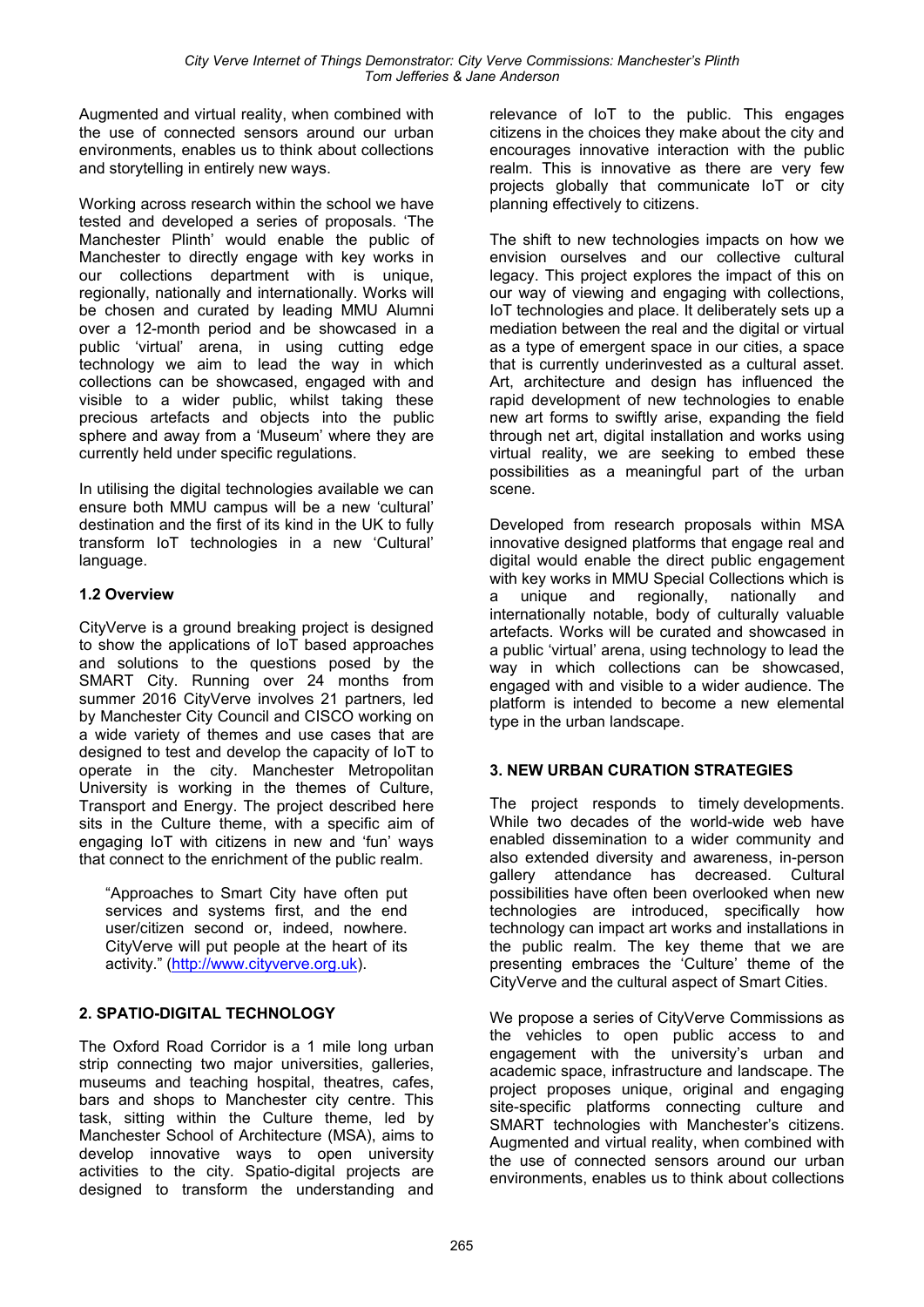Augmented and virtual reality, when combined with the use of connected sensors around our urban environments, enables us to think about collections and storytelling in entirely new ways.

Working across research within the school we have tested and developed a series of proposals. 'The Manchester Plinth' would enable the public of Manchester to directly engage with key works in our collections department with is unique, regionally, nationally and internationally. Works will be chosen and curated by leading MMU Alumni over a 12-month period and be showcased in a public 'virtual' arena, in using cutting edge technology we aim to lead the way in which collections can be showcased, engaged with and visible to a wider public, whilst taking these precious artefacts and objects into the public sphere and away from a 'Museum' where they are currently held under specific regulations.

In utilising the digital technologies available we can ensure both MMU campus will be a new 'cultural' destination and the first of its kind in the UK to fully transform IoT technologies in a new 'Cultural' language.

### 1.2 Overview

CityVerve is a ground breaking project is designed to show the applications of IoT based approaches and solutions to the questions posed by the SMART City. Running over 24 months from summer 2016 CityVerve involves 21 partners, led by Manchester City Council and CISCO working on a wide variety of themes and use cases that are designed to test and develop the capacity of IoT to operate in the city. Manchester Metropolitan University is working in the themes of Culture, Transport and Energy. The project described here sits in the Culture theme, with a specific aim of engaging IoT with citizens in new and 'fun' ways that connect to the enrichment of the public realm.

> "Approaches to Smart City have often put services and systems first, and the end user/citizen second or, indeed, nowhere. CityVerve will put people at the heart of its activity." (http://www.cityverve.org.uk).

## 2. SPATIO-DIGITAL TECHNOLOGY

The Oxford Road Corridor is a 1 mile long urban strip connecting two major universities, galleries, museums and teaching hospital, theatres, cafes, bars and shops to Manchester city centre. This task, sitting within the Culture theme, led by Manchester School of Architecture (MSA), aims to develop innovative ways to open university activities to the city. Spatio-digital projects are designed to transform the understanding and relevance of IoT to the public. This engages citizens in the choices they make about the city and encourages innovative interaction with the public realm. This is innovative as there are very few projects globally that communicate IoT or city planning effectively to citizens.

The shift to new technologies impacts on how we envision ourselves and our collective cultural legacy. This project explores the impact of this on our way of viewing and engaging with collections, IoT technologies and place. It deliberately sets up a mediation between the real and the digital or virtual as a type of emergent space in our cities, a space that is currently underinvested as a cultural asset. Art, architecture and design has influenced the rapid development of new technologies to enable new art forms to swiftly arise, expanding the field through net art, digital installation and works using virtual reality, we are seeking to embed these possibilities as a meaningful part of the urban scene.

Developed from research proposals within MSA innovative designed platforms that engage real and digital would enable the direct public engagement with key works in MMU Special Collections which is a unique and regionally, nationally and internationally notable, body of culturally valuable artefacts. Works will be curated and showcased in a public 'virtual' arena, using technology to lead the way in which collections can be showcased, engaged with and visible to a wider audience. The platform is intended to become a new elemental type in the urban landscape.

## 3. NEW URBAN CURATION STRATEGIES

The project responds to timely developments. While two decades of the world-wide web have enabled dissemination to a wider community and also extended diversity and awareness, in-person gallery attendance has decreased. Cultural possibilities have often been overlooked when new technologies are introduced, specifically how technology can impact art works and installations in the public realm. The key theme that we are presenting embraces the 'Culture' theme of the CityVerve and the cultural aspect of Smart Cities.

We propose a series of CityVerve Commissions as the vehicles to open public access to and engagement with the university's urban and academic space, infrastructure and landscape. The project proposes unique, original and engaging site-specific platforms connecting culture and SMART technologies with Manchester's citizens. Augmented and virtual reality, when combined with the use of connected sensors around our urban environments, enables us to think about collections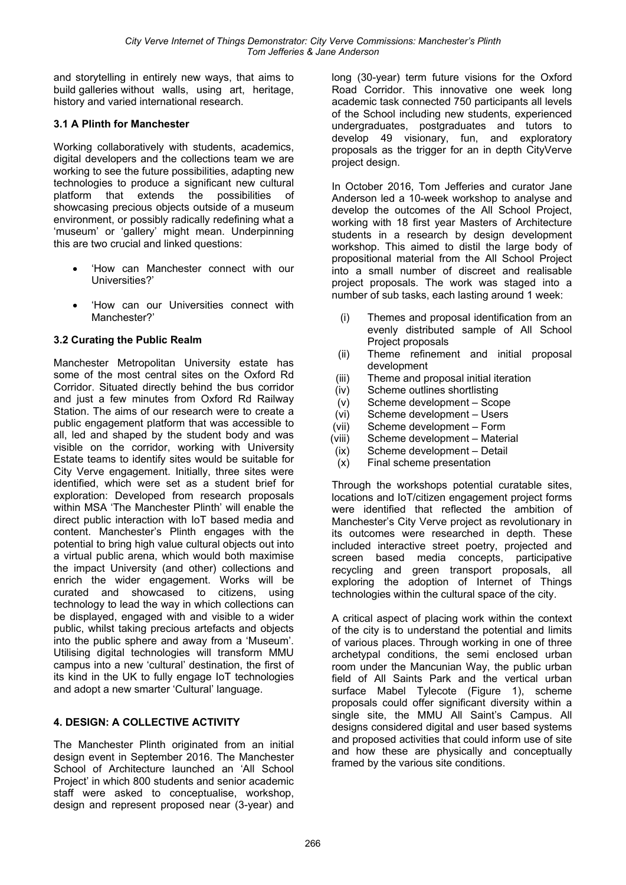and storytelling in entirely new ways, that aims to build galleries without walls, using art, heritage, history and varied international research.

### 3.1 A Plinth for Manchester

Working collaboratively with students, academics, digital developers and the collections team we are working to see the future possibilities, adapting new technologies to produce a significant new cultural platform that extends the possibilities of showcasing precious objects outside of a museum environment, or possibly radically redefining what a 'museum' or 'gallery' might mean. Underpinning this are two crucial and linked questions:

- 'How can Manchester connect with our Universities?'
- 'How can our Universities connect with Manchester?'

### 3.2 Curating the Public Realm

Manchester Metropolitan University estate has some of the most central sites on the Oxford Rd Corridor. Situated directly behind the bus corridor and just a few minutes from Oxford Rd Railway Station. The aims of our research were to create a public engagement platform that was accessible to all, led and shaped by the student body and was visible on the corridor, working with University Estate teams to identify sites would be suitable for City Verve engagement. Initially, three sites were identified, which were set as a student brief for exploration: Developed from research proposals within MSA 'The Manchester Plinth' will enable the direct public interaction with IoT based media and content. Manchester's Plinth engages with the potential to bring high value cultural objects out into a virtual public arena, which would both maximise the impact University (and other) collections and enrich the wider engagement. Works will be curated and showcased to citizens, using technology to lead the way in which collections can be displayed, engaged with and visible to a wider public, whilst taking precious artefacts and objects into the public sphere and away from a 'Museum'. Utilising digital technologies will transform MMU campus into a new 'cultural' destination, the first of its kind in the UK to fully engage IoT technologies and adopt a new smarter 'Cultural' language.

## 4. DESIGN: A COLLECTIVE ACTIVITY

The Manchester Plinth originated from an initial design event in September 2016. The Manchester School of Architecture launched an 'All School Project' in which 800 students and senior academic staff were asked to conceptualise, workshop, design and represent proposed near (3-year) and long (30-year) term future visions for the Oxford Road Corridor. This innovative one week long academic task connected 750 participants all levels of the School including new students, experienced undergraduates, postgraduates and tutors to develop 49 visionary, fun, and exploratory proposals as the trigger for an in depth CityVerve project design.

In October 2016, Tom Jefferies and curator Jane Anderson led a 10-week workshop to analyse and develop the outcomes of the All School Project, working with 18 first year Masters of Architecture students in a research by design development workshop. This aimed to distil the large body of propositional material from the All School Project into a small number of discreet and realisable project proposals. The work was staged into a number of sub tasks, each lasting around 1 week:

(i) Themes and proposal identification from an evenly distributed sample of All School Project proposals
(ii) Theme refinement and initial proposal development
(iii) Theme and proposal initial iteration
(iv) Scheme outlines shortlisting
(v) Scheme development – Scope
(vi) Scheme development – Users
(vii) Scheme development – Form
(viii) Scheme development – Material
(ix) Scheme development – Detail
(x) Final scheme presentation

Through the workshops potential curatable sites, locations and IoT/citizen engagement project forms were identified that reflected the ambition of Manchester's City Verve project as revolutionary in its outcomes were researched in depth. These included interactive street poetry, projected and screen based media concepts, participative recycling and green transport proposals, all exploring the adoption of Internet of Things technologies within the cultural space of the city.

A critical aspect of placing work within the context of the city is to understand the potential and limits of various places. Through working in one of three archetypal conditions, the semi enclosed urban room under the Mancunian Way, the public urban field of All Saints Park and the vertical urban surface Mabel Tylecote (Figure 1), scheme proposals could offer significant diversity within a single site, the MMU All Saint's Campus. All designs considered digital and user based systems and proposed activities that could inform use of site and how these are physically and conceptually framed by the various site conditions.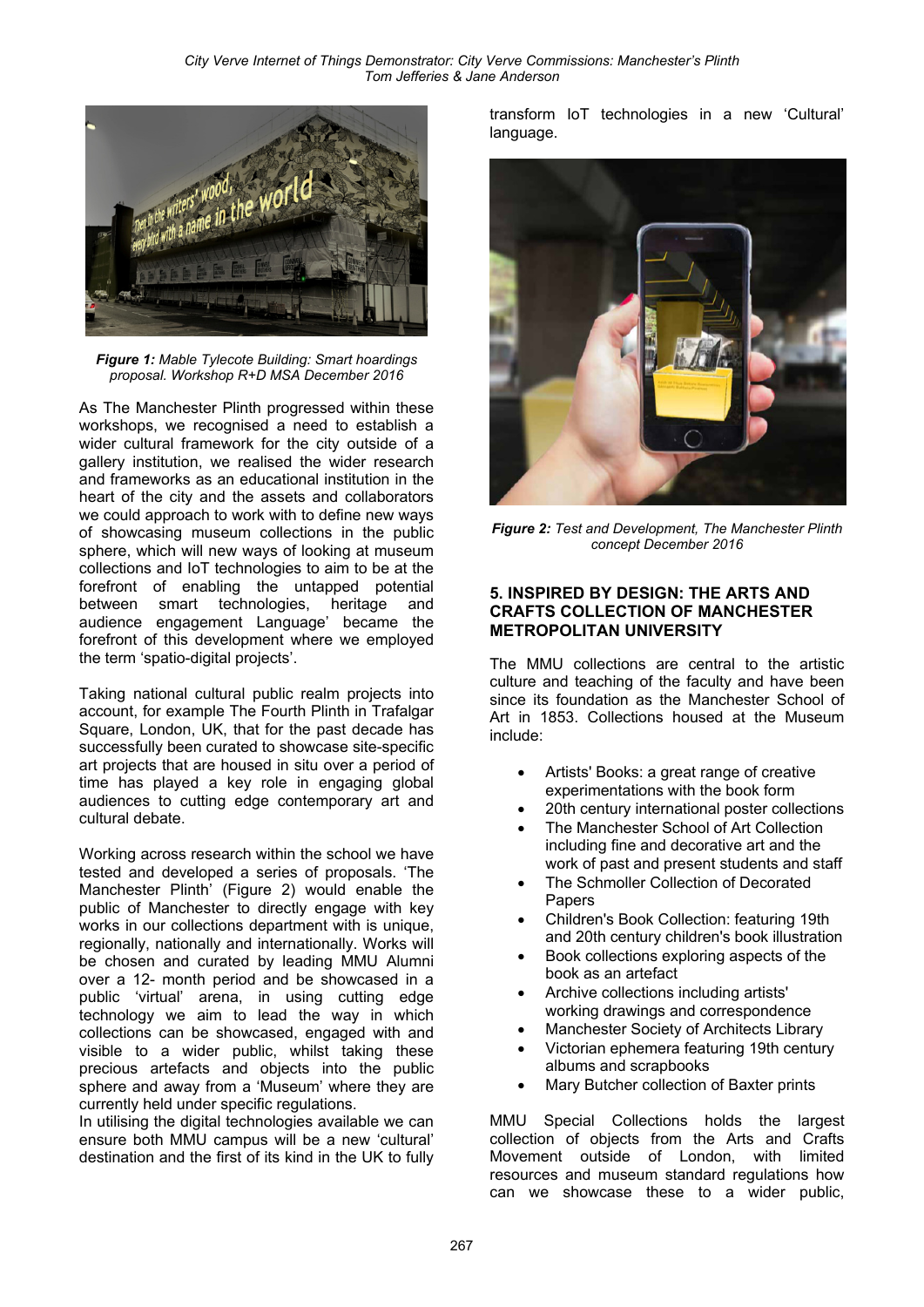*Figure 1: Mable Tylecote Building: Smart hoardings proposal. Workshop R+D MSA December 2016*

As The Manchester Plinth progressed within these workshops, we recognised a need to establish a wider cultural framework for the city outside of a gallery institution, we realised the wider research and frameworks as an educational institution in the heart of the city and the assets and collaborators we could approach to work with to define new ways of showcasing museum collections in the public sphere, which will new ways of looking at museum collections and IoT technologies to aim to be at the forefront of enabling the untapped potential between smart technologies, heritage and audience engagement Language' became the forefront of this development where we employed the term 'spatio-digital projects'.

Taking national cultural public realm projects into account, for example The Fourth Plinth in Trafalgar Square, London, UK, that for the past decade has successfully been curated to showcase site-specific art projects that are housed in situ over a period of time has played a key role in engaging global audiences to cutting edge contemporary art and cultural debate.

Working across research within the school we have tested and developed a series of proposals. 'The Manchester Plinth' (Figure 2) would enable the public of Manchester to directly engage with key works in our collections department with is unique, regionally, nationally and internationally. Works will be chosen and curated by leading MMU Alumni over a 12- month period and be showcased in a public 'virtual' arena, in using cutting edge technology we aim to lead the way in which collections can be showcased, engaged with and visible to a wider public, whilst taking these precious artefacts and objects into the public sphere and away from a 'Museum' where they are currently held under specific regulations.
In utilising the digital technologies available we can ensure both MMU campus will be a new 'cultural' destination and the first of its kind in the UK to fully transform IoT technologies in a new 'Cultural' language.

*Figure 2: Test and Development, The Manchester Plinth concept December 2016*

## 5. INSPIRED BY DESIGN: THE ARTS AND CRAFTS COLLECTION OF MANCHESTER METROPOLITAN UNIVERSITY

The MMU collections are central to the artistic culture and teaching of the faculty and have been since its foundation as the Manchester School of Art in 1853. Collections housed at the Museum include:

- Artists' Books: a great range of creative experimentations with the book form
- 20th century international poster collections
- The Manchester School of Art Collection including fine and decorative art and the work of past and present students and staff
- The Schmoller Collection of Decorated Papers
- Children's Book Collection: featuring 19th and 20th century children's book illustration
- Book collections exploring aspects of the book as an artefact
- Archive collections including artists' working drawings and correspondence
- Manchester Society of Architects Library
- Victorian ephemera featuring 19th century albums and scrapbooks
- Mary Butcher collection of Baxter prints

MMU Special Collections holds the largest collection of objects from the Arts and Crafts Movement outside of London, with limited resources and museum standard regulations how can we showcase these to a wider public,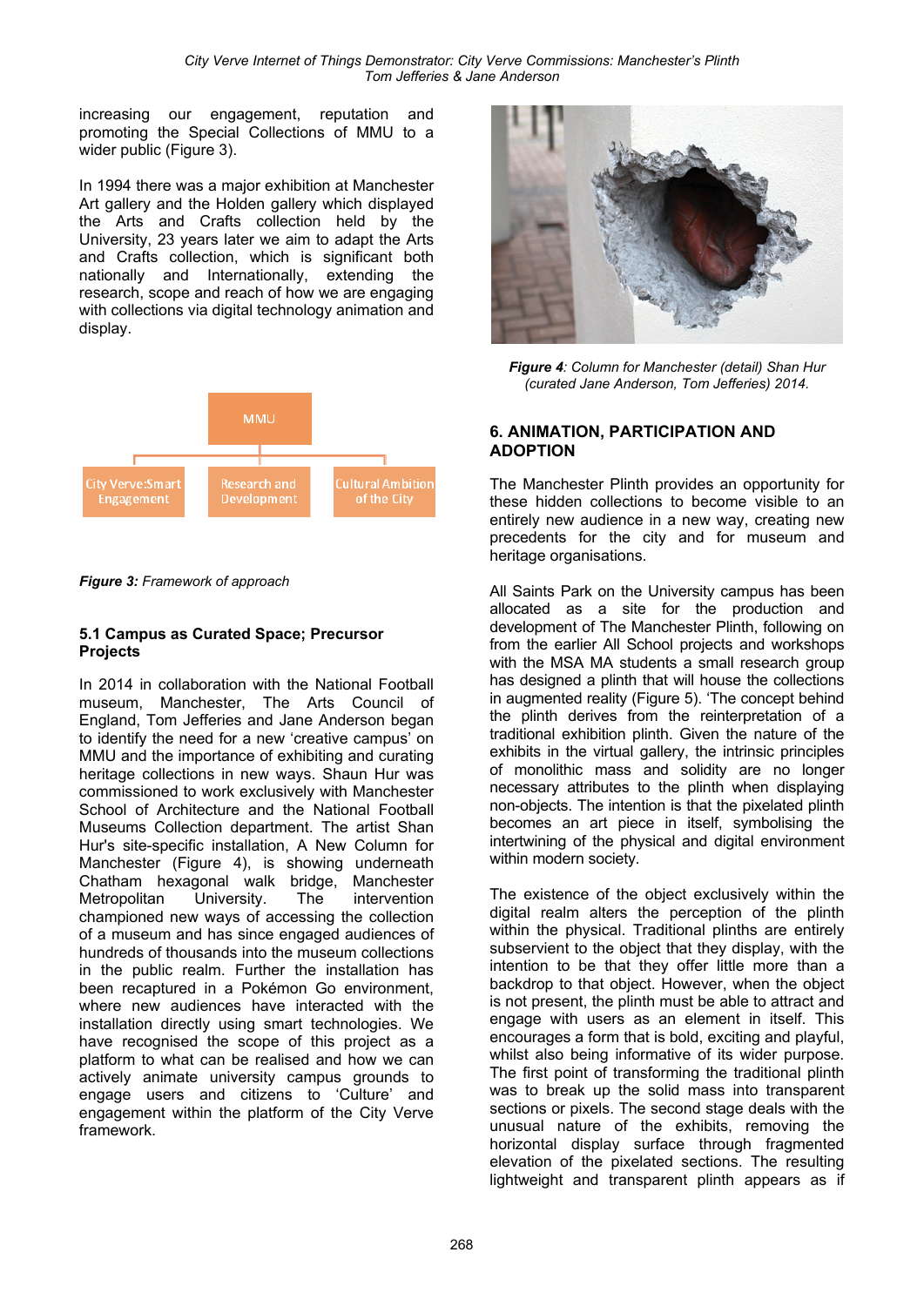increasing our engagement, reputation and promoting the Special Collections of MMU to a wider public (Figure 3).

In 1994 there was a major exhibition at Manchester Art gallery and the Holden gallery which displayed the Arts and Crafts collection held by the University, 23 years later we aim to adapt the Arts and Crafts collection, which is significant both nationally and Internationally, extending the research, scope and reach of how we are engaging with collections via digital technology animation and display.

MMU

City Verve:Smart Engagement | Research and Development | Cultural Ambition of the City

***Figure 3:*** *Framework of approach*

### 5.1 Campus as Curated Space; Precursor Projects

In 2014 in collaboration with the National Football museum, Manchester, The Arts Council of England, Tom Jefferies and Jane Anderson began to identify the need for a new 'creative campus' on MMU and the importance of exhibiting and curating heritage collections in new ways. Shaun Hur was commissioned to work exclusively with Manchester School of Architecture and the National Football Museums Collection department. The artist Shan Hur's site-specific installation, A New Column for Manchester (Figure 4), is showing underneath Chatham hexagonal walk bridge, Manchester Metropolitan University. The intervention championed new ways of accessing the collection of a museum and has since engaged audiences of hundreds of thousands into the museum collections in the public realm. Further the installation has been recaptured in a Pokémon Go environment, where new audiences have interacted with the installation directly using smart technologies. We have recognised the scope of this project as a platform to what can be realised and how we can actively animate university campus grounds to engage users and citizens to 'Culture' and engagement within the platform of the City Verve framework.

***Figure 4****: Column for Manchester (detail) Shan Hur (curated Jane Anderson, Tom Jefferies) 2014.*

## 6. ANIMATION, PARTICIPATION AND ADOPTION

The Manchester Plinth provides an opportunity for these hidden collections to become visible to an entirely new audience in a new way, creating new precedents for the city and for museum and heritage organisations.

All Saints Park on the University campus has been allocated as a site for the production and development of The Manchester Plinth, following on from the earlier All School projects and workshops with the MSA MA students a small research group has designed a plinth that will house the collections in augmented reality (Figure 5). 'The concept behind the plinth derives from the reinterpretation of a traditional exhibition plinth. Given the nature of the exhibits in the virtual gallery, the intrinsic principles of monolithic mass and solidity are no longer necessary attributes to the plinth when displaying non-objects. The intention is that the pixelated plinth becomes an art piece in itself, symbolising the intertwining of the physical and digital environment within modern society.

The existence of the object exclusively within the digital realm alters the perception of the plinth within the physical. Traditional plinths are entirely subservient to the object that they display, with the intention to be that they offer little more than a backdrop to that object. However, when the object is not present, the plinth must be able to attract and engage with users as an element in itself. This encourages a form that is bold, exciting and playful, whilst also being informative of its wider purpose. The first point of transforming the traditional plinth was to break up the solid mass into transparent sections or pixels. The second stage deals with the unusual nature of the exhibits, removing the horizontal display surface through fragmented elevation of the pixelated sections. The resulting lightweight and transparent plinth appears as if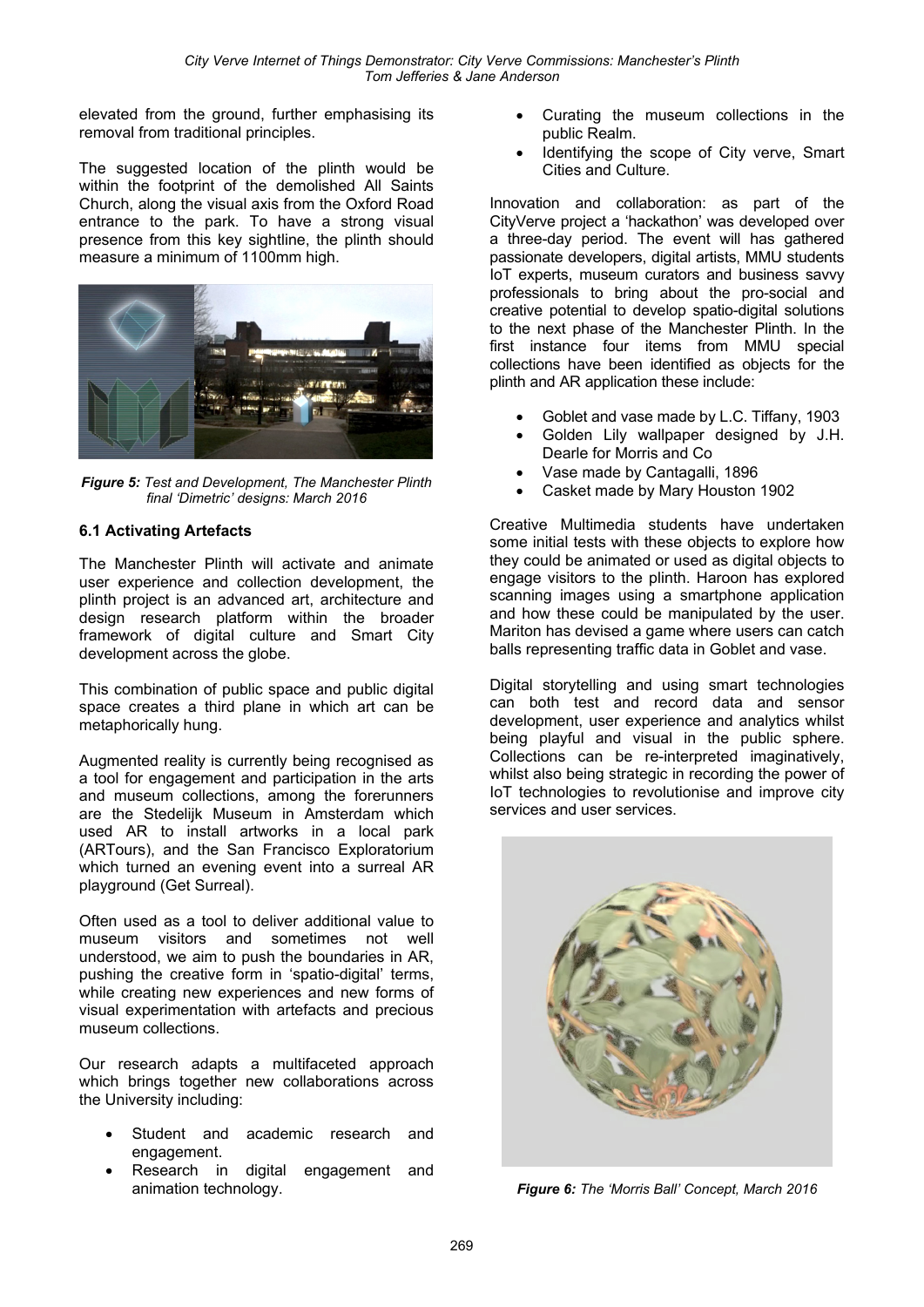elevated from the ground, further emphasising its removal from traditional principles.

The suggested location of the plinth would be within the footprint of the demolished All Saints Church, along the visual axis from the Oxford Road entrance to the park. To have a strong visual presence from this key sightline, the plinth should measure a minimum of 1100mm high.

***Figure 5:*** *Test and Development, The Manchester Plinth final 'Dimetric' designs: March 2016*

### 6.1 Activating Artefacts

The Manchester Plinth will activate and animate user experience and collection development, the plinth project is an advanced art, architecture and design research platform within the broader framework of digital culture and Smart City development across the globe.

This combination of public space and public digital space creates a third plane in which art can be metaphorically hung.

Augmented reality is currently being recognised as a tool for engagement and participation in the arts and museum collections, among the forerunners are the Stedelijk Museum in Amsterdam which used AR to install artworks in a local park (ARTours), and the San Francisco Exploratorium which turned an evening event into a surreal AR playground (Get Surreal).

Often used as a tool to deliver additional value to museum visitors and sometimes not well understood, we aim to push the boundaries in AR, pushing the creative form in 'spatio-digital' terms, while creating new experiences and new forms of visual experimentation with artefacts and precious museum collections.

Our research adapts a multifaceted approach which brings together new collaborations across the University including:

- Student and academic research and engagement.
- Research in digital engagement and animation technology.
- Curating the museum collections in the public Realm.
- Identifying the scope of City verve, Smart Cities and Culture.

Innovation and collaboration: as part of the CityVerve project a 'hackathon' was developed over a three-day period. The event will has gathered passionate developers, digital artists, MMU students IoT experts, museum curators and business savvy professionals to bring about the pro-social and creative potential to develop spatio-digital solutions to the next phase of the Manchester Plinth. In the first instance four items from MMU special collections have been identified as objects for the plinth and AR application these include:

- Goblet and vase made by L.C. Tiffany, 1903
- Golden Lily wallpaper designed by J.H. Dearle for Morris and Co
- Vase made by Cantagalli, 1896
- Casket made by Mary Houston 1902

Creative Multimedia students have undertaken some initial tests with these objects to explore how they could be animated or used as digital objects to engage visitors to the plinth. Haroon has explored scanning images using a smartphone application and how these could be manipulated by the user. Mariton has devised a game where users can catch balls representing traffic data in Goblet and vase.

Digital storytelling and using smart technologies can both test and record data and sensor development, user experience and analytics whilst being playful and visual in the public sphere. Collections can be re-interpreted imaginatively, whilst also being strategic in recording the power of IoT technologies to revolutionise and improve city services and user services.

***Figure 6:*** *The 'Morris Ball' Concept, March 2016*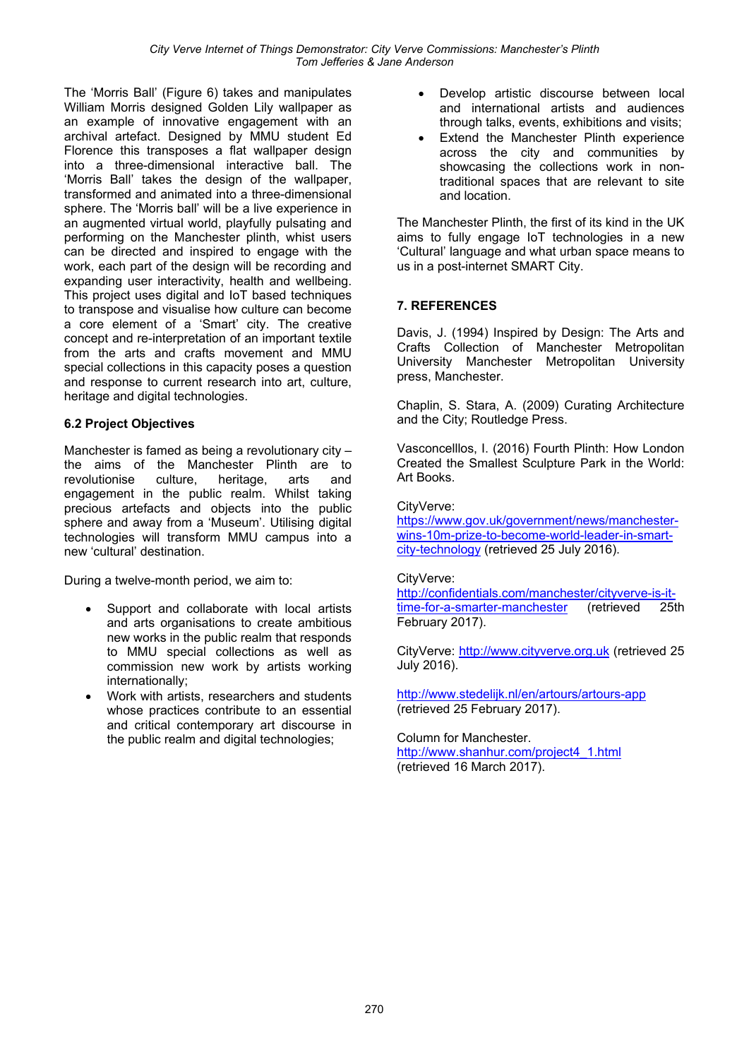The 'Morris Ball' (Figure 6) takes and manipulates William Morris designed Golden Lily wallpaper as an example of innovative engagement with an archival artefact. Designed by MMU student Ed Florence this transposes a flat wallpaper design into a three-dimensional interactive ball. The 'Morris Ball' takes the design of the wallpaper, transformed and animated into a three-dimensional sphere. The 'Morris ball' will be a live experience in an augmented virtual world, playfully pulsating and performing on the Manchester plinth, whist users can be directed and inspired to engage with the work, each part of the design will be recording and expanding user interactivity, health and wellbeing. This project uses digital and IoT based techniques to transpose and visualise how culture can become a core element of a 'Smart' city. The creative concept and re-interpretation of an important textile from the arts and crafts movement and MMU special collections in this capacity poses a question and response to current research into art, culture, heritage and digital technologies.

### 6.2 Project Objectives

Manchester is famed as being a revolutionary city – the aims of the Manchester Plinth are to revolutionise culture, heritage, arts and engagement in the public realm. Whilst taking precious artefacts and objects into the public sphere and away from a 'Museum'. Utilising digital technologies will transform MMU campus into a new 'cultural' destination.

During a twelve-month period, we aim to:

- Support and collaborate with local artists and arts organisations to create ambitious new works in the public realm that responds to MMU special collections as well as commission new work by artists working internationally;
- Work with artists, researchers and students whose practices contribute to an essential and critical contemporary art discourse in the public realm and digital technologies;
- Develop artistic discourse between local and international artists and audiences through talks, events, exhibitions and visits;
- Extend the Manchester Plinth experience across the city and communities by showcasing the collections work in non-traditional spaces that are relevant to site and location.

The Manchester Plinth, the first of its kind in the UK aims to fully engage IoT technologies in a new 'Cultural' language and what urban space means to us in a post-internet SMART City.

## 7. REFERENCES

Davis, J. (1994) Inspired by Design: The Arts and Crafts Collection of Manchester Metropolitan University Manchester Metropolitan University press, Manchester.

Chaplin, S. Stara, A. (2009) Curating Architecture and the City; Routledge Press.

Vasconcelllos, I. (2016) Fourth Plinth: How London Created the Smallest Sculpture Park in the World: Art Books.

CityVerve:
https://www.gov.uk/government/news/manchester-wins-10m-prize-to-become-world-leader-in-smart-city-technology (retrieved 25 July 2016).

CityVerve:
http://confidentials.com/manchester/cityverve-is-it-time-for-a-smarter-manchester (retrieved 25th February 2017).

CityVerve: http://www.cityverve.org.uk (retrieved 25 July 2016).

http://www.stedelijk.nl/en/artours/artours-app (retrieved 25 February 2017).

Column for Manchester.
http://www.shanhur.com/project4_1.html (retrieved 16 March 2017).